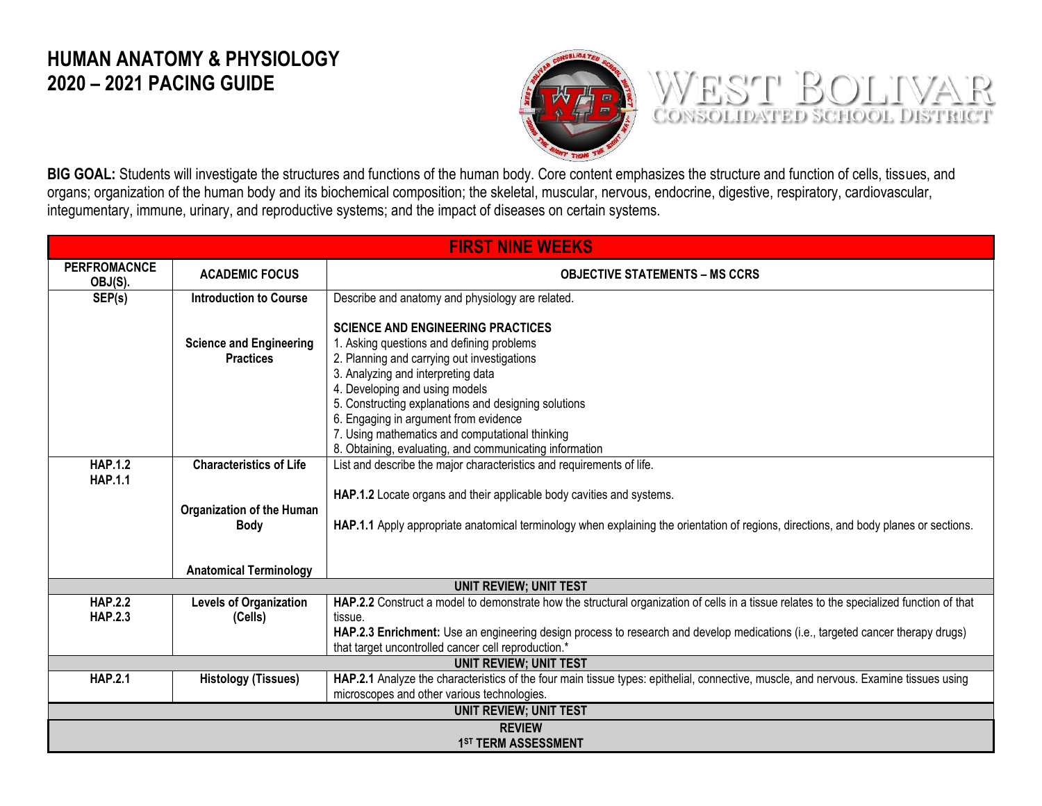# HUMAN ANATOMY & PHYSIOLOGY
# 2020 – 2021 PACING GUIDE

WEST BOLIVAR
CONSOLIDATED SCHOOL DISTRICT

**BIG GOAL:** Students will investigate the structures and functions of the human body. Core content emphasizes the structure and function of cells, tissues, and organs; organization of the human body and its biochemical composition; the skeletal, muscular, nervous, endocrine, digestive, respiratory, cardiovascular, integumentary, immune, urinary, and reproductive systems; and the impact of diseases on certain systems.

| FIRST NINE WEEKS | | |
|---|---|---|
| **PERFROMACNCE OBJ(S).** | **ACADEMIC FOCUS** | **OBJECTIVE STATEMENTS – MS CCRS** |
| **SEP(s)** | **Introduction to Course**<br><br>**Science and Engineering Practices** | Describe and anatomy and physiology are related.<br><br>**SCIENCE AND ENGINEERING PRACTICES**<br>1. Asking questions and defining problems<br>2. Planning and carrying out investigations<br>3. Analyzing and interpreting data<br>4. Developing and using models<br>5. Constructing explanations and designing solutions<br>6. Engaging in argument from evidence<br>7. Using mathematics and computational thinking<br>8. Obtaining, evaluating, and communicating information |
| **HAP.1.2**<br>**HAP.1.1** | **Characteristics of Life**<br><br>**Organization of the Human Body**<br><br>**Anatomical Terminology** | List and describe the major characteristics and requirements of life.<br><br>**HAP.1.2** Locate organs and their applicable body cavities and systems.<br><br>**HAP.1.1** Apply appropriate anatomical terminology when explaining the orientation of regions, directions, and body planes or sections. |
| **UNIT REVIEW; UNIT TEST** | | |
| **HAP.2.2**<br>**HAP.2.3** | **Levels of Organization (Cells)** | **HAP.2.2** Construct a model to demonstrate how the structural organization of cells in a tissue relates to the specialized function of that tissue.<br>**HAP.2.3 Enrichment:** Use an engineering design process to research and develop medications (i.e., targeted cancer therapy drugs) that target uncontrolled cancer cell reproduction.* |
| **UNIT REVIEW; UNIT TEST** | | |
| **HAP.2.1** | **Histology (Tissues)** | **HAP.2.1** Analyze the characteristics of the four main tissue types: epithelial, connective, muscle, and nervous. Examine tissues using microscopes and other various technologies. |
| **UNIT REVIEW; UNIT TEST** | | |
| **REVIEW**<br>**1ST TERM ASSESSMENT** | | |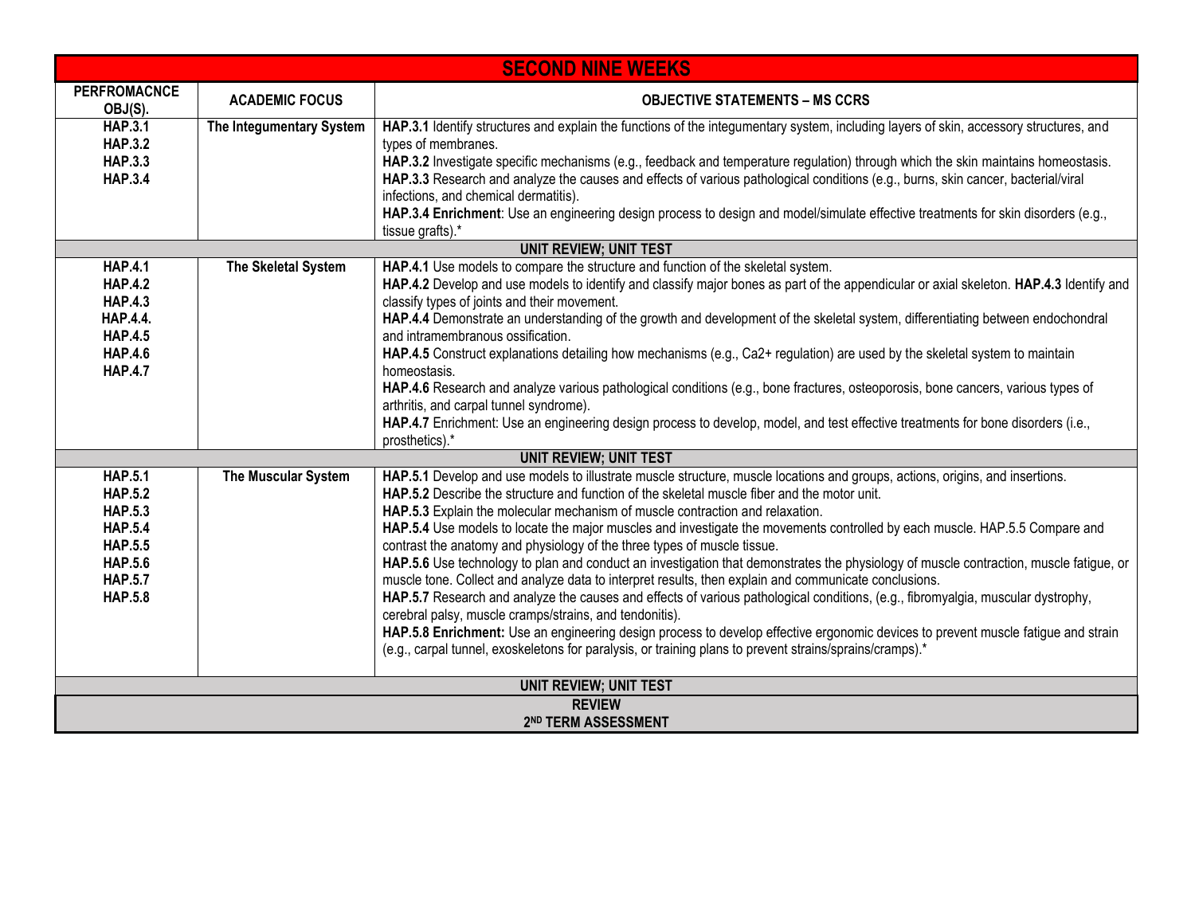| SECOND NINE WEEKS | | |
|---|---|---|
| **PERFROMACNCE OBJ(S).** | **ACADEMIC FOCUS** | **OBJECTIVE STATEMENTS – MS CCRS** |
| **HAP.3.1**<br>**HAP.3.2**<br>**HAP.3.3**<br>**HAP.3.4** | **The Integumentary System** | **HAP.3.1** Identify structures and explain the functions of the integumentary system, including layers of skin, accessory structures, and types of membranes.<br>**HAP.3.2** Investigate specific mechanisms (e.g., feedback and temperature regulation) through which the skin maintains homeostasis.<br>**HAP.3.3** Research and analyze the causes and effects of various pathological conditions (e.g., burns, skin cancer, bacterial/viral infections, and chemical dermatitis).<br>**HAP.3.4 Enrichment**: Use an engineering design process to design and model/simulate effective treatments for skin disorders (e.g., tissue grafts).* |
| **UNIT REVIEW; UNIT TEST** | | |
| **HAP.4.1**<br>**HAP.4.2**<br>**HAP.4.3**<br>**HAP.4.4.**<br>**HAP.4.5**<br>**HAP.4.6**<br>**HAP.4.7** | **The Skeletal System** | **HAP.4.1** Use models to compare the structure and function of the skeletal system.<br>**HAP.4.2** Develop and use models to identify and classify major bones as part of the appendicular or axial skeleton. **HAP.4.3** Identify and classify types of joints and their movement.<br>**HAP.4.4** Demonstrate an understanding of the growth and development of the skeletal system, differentiating between endochondral and intramembranous ossification.<br>**HAP.4.5** Construct explanations detailing how mechanisms (e.g., $Ca^{2+}$ regulation) are used by the skeletal system to maintain homeostasis.<br>**HAP.4.6** Research and analyze various pathological conditions (e.g., bone fractures, osteoporosis, bone cancers, various types of arthritis, and carpal tunnel syndrome).<br>**HAP.4.7** Enrichment: Use an engineering design process to develop, model, and test effective treatments for bone disorders (i.e., prosthetics).* |
| **UNIT REVIEW; UNIT TEST** | | |
| **HAP.5.1**<br>**HAP.5.2**<br>**HAP.5.3**<br>**HAP.5.4**<br>**HAP.5.5**<br>**HAP.5.6**<br>**HAP.5.7**<br>**HAP.5.8** | **The Muscular System** | **HAP.5.1** Develop and use models to illustrate muscle structure, muscle locations and groups, actions, origins, and insertions.<br>**HAP.5.2** Describe the structure and function of the skeletal muscle fiber and the motor unit.<br>**HAP.5.3** Explain the molecular mechanism of muscle contraction and relaxation.<br>**HAP.5.4** Use models to locate the major muscles and investigate the movements controlled by each muscle. HAP.5.5 Compare and contrast the anatomy and physiology of the three types of muscle tissue.<br>**HAP.5.6** Use technology to plan and conduct an investigation that demonstrates the physiology of muscle contraction, muscle fatigue, or muscle tone. Collect and analyze data to interpret results, then explain and communicate conclusions.<br>**HAP.5.7** Research and analyze the causes and effects of various pathological conditions, (e.g., fibromyalgia, muscular dystrophy, cerebral palsy, muscle cramps/strains, and tendonitis).<br>**HAP.5.8 Enrichment:** Use an engineering design process to develop effective ergonomic devices to prevent muscle fatigue and strain (e.g., carpal tunnel, exoskeletons for paralysis, or training plans to prevent strains/sprains/cramps).* |
| **UNIT REVIEW; UNIT TEST** | | |
| **REVIEW**<br>**2ND TERM ASSESSMENT** | | |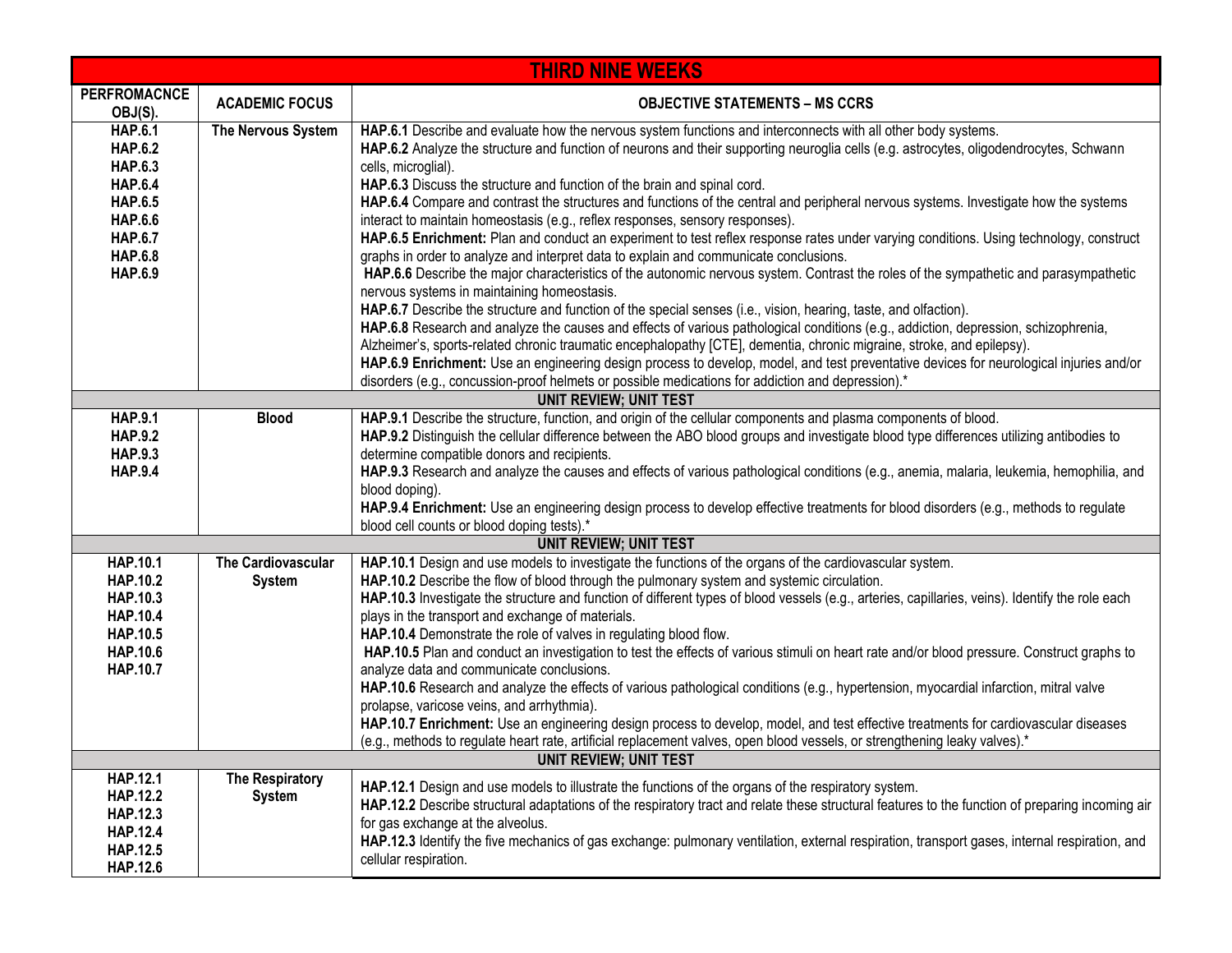| THIRD NINE WEEKS | | |
|---|---|---|
| **PERFROMACNCE OBJ(S).** | **ACADEMIC FOCUS** | **OBJECTIVE STATEMENTS – MS CCRS** |
| **HAP.6.1**<br>**HAP.6.2**<br>**HAP.6.3**<br>**HAP.6.4**<br>**HAP.6.5**<br>**HAP.6.6**<br>**HAP.6.7**<br>**HAP.6.8**<br>**HAP.6.9** | **The Nervous System** | **HAP.6.1** Describe and evaluate how the nervous system functions and interconnects with all other body systems.<br>**HAP.6.2** Analyze the structure and function of neurons and their supporting neuroglia cells (e.g. astrocytes, oligodendrocytes, Schwann cells, microglial).<br>**HAP.6.3** Discuss the structure and function of the brain and spinal cord.<br>**HAP.6.4** Compare and contrast the structures and functions of the central and peripheral nervous systems. Investigate how the systems interact to maintain homeostasis (e.g., reflex responses, sensory responses).<br>**HAP.6.5 Enrichment:** Plan and conduct an experiment to test reflex response rates under varying conditions. Using technology, construct graphs in order to analyze and interpret data to explain and communicate conclusions.<br>**HAP.6.6** Describe the major characteristics of the autonomic nervous system. Contrast the roles of the sympathetic and parasympathetic nervous systems in maintaining homeostasis.<br>**HAP.6.7** Describe the structure and function of the special senses (i.e., vision, hearing, taste, and olfaction).<br>**HAP.6.8** Research and analyze the causes and effects of various pathological conditions (e.g., addiction, depression, schizophrenia, Alzheimer's, sports-related chronic traumatic encephalopathy [CTE], dementia, chronic migraine, stroke, and epilepsy).<br>**HAP.6.9 Enrichment:** Use an engineering design process to develop, model, and test preventative devices for neurological injuries and/or disorders (e.g., concussion-proof helmets or possible medications for addiction and depression).* |
| | | **UNIT REVIEW; UNIT TEST** |
| **HAP.9.1**<br>**HAP.9.2**<br>**HAP.9.3**<br>**HAP.9.4** | **Blood** | **HAP.9.1** Describe the structure, function, and origin of the cellular components and plasma components of blood.<br>**HAP.9.2** Distinguish the cellular difference between the ABO blood groups and investigate blood type differences utilizing antibodies to determine compatible donors and recipients.<br>**HAP.9.3** Research and analyze the causes and effects of various pathological conditions (e.g., anemia, malaria, leukemia, hemophilia, and blood doping).<br>**HAP.9.4 Enrichment:** Use an engineering design process to develop effective treatments for blood disorders (e.g., methods to regulate blood cell counts or blood doping tests).* |
| | | **UNIT REVIEW; UNIT TEST** |
| **HAP.10.1**<br>**HAP.10.2**<br>**HAP.10.3**<br>**HAP.10.4**<br>**HAP.10.5**<br>**HAP.10.6**<br>**HAP.10.7** | **The Cardiovascular System** | **HAP.10.1** Design and use models to investigate the functions of the organs of the cardiovascular system.<br>**HAP.10.2** Describe the flow of blood through the pulmonary system and systemic circulation.<br>**HAP.10.3** Investigate the structure and function of different types of blood vessels (e.g., arteries, capillaries, veins). Identify the role each plays in the transport and exchange of materials.<br>**HAP.10.4** Demonstrate the role of valves in regulating blood flow.<br>**HAP.10.5** Plan and conduct an investigation to test the effects of various stimuli on heart rate and/or blood pressure. Construct graphs to analyze data and communicate conclusions.<br>**HAP.10.6** Research and analyze the effects of various pathological conditions (e.g., hypertension, myocardial infarction, mitral valve prolapse, varicose veins, and arrhythmia).<br>**HAP.10.7 Enrichment:** Use an engineering design process to develop, model, and test effective treatments for cardiovascular diseases (e.g., methods to regulate heart rate, artificial replacement valves, open blood vessels, or strengthening leaky valves).* |
| | | **UNIT REVIEW; UNIT TEST** |
| **HAP.12.1**<br>**HAP.12.2**<br>**HAP.12.3**<br>**HAP.12.4**<br>**HAP.12.5**<br>**HAP.12.6** | **The Respiratory System** | **HAP.12.1** Design and use models to illustrate the functions of the organs of the respiratory system.<br>**HAP.12.2** Describe structural adaptations of the respiratory tract and relate these structural features to the function of preparing incoming air for gas exchange at the alveolus.<br>**HAP.12.3** Identify the five mechanics of gas exchange: pulmonary ventilation, external respiration, transport gases, internal respiration, and cellular respiration. |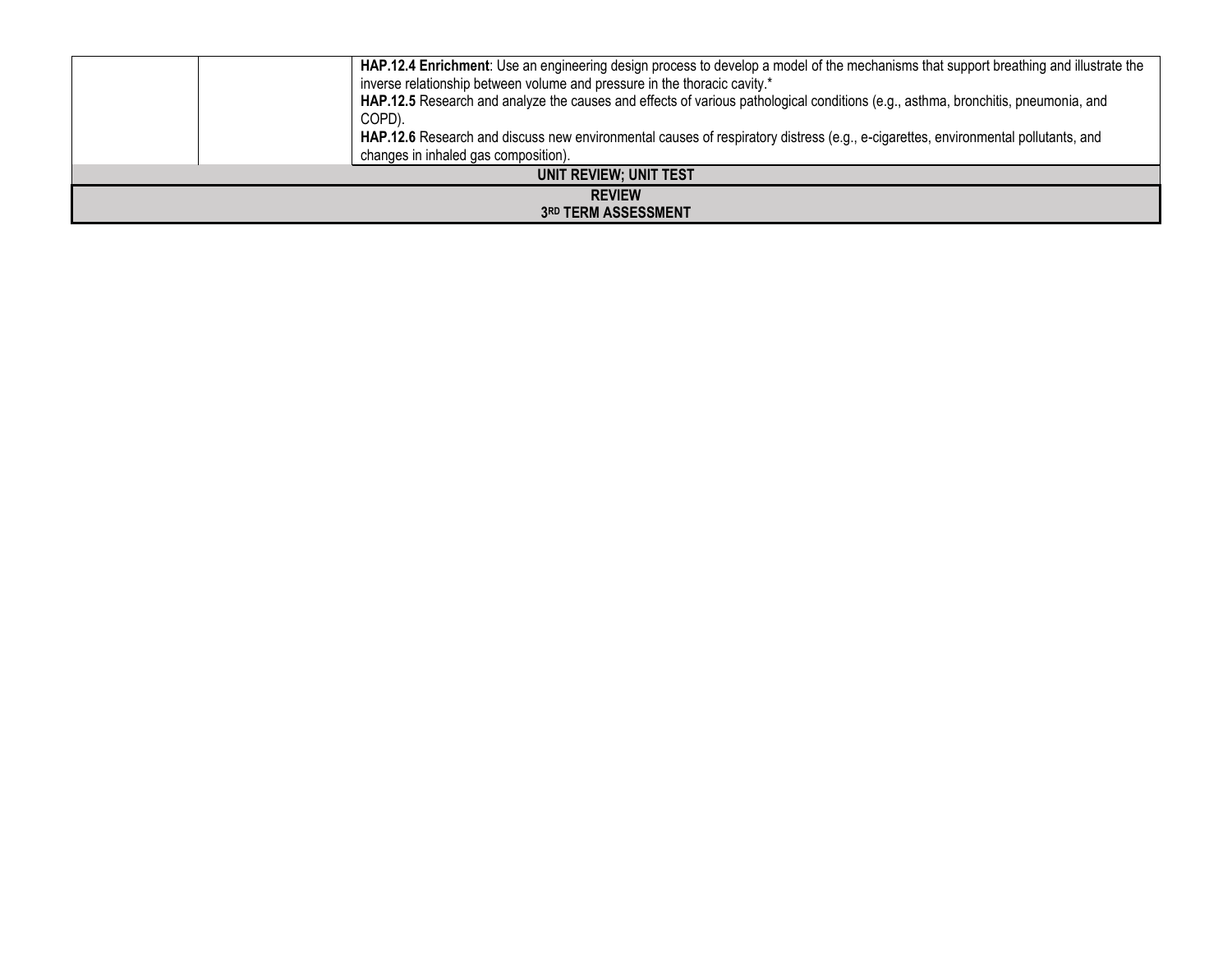| | | |
|---|---|---|
| | | **HAP.12.4 Enrichment**: Use an engineering design process to develop a model of the mechanisms that support breathing and illustrate the inverse relationship between volume and pressure in the thoracic cavity.* <br> **HAP.12.5** Research and analyze the causes and effects of various pathological conditions (e.g., asthma, bronchitis, pneumonia, and COPD). <br> **HAP.12.6** Research and discuss new environmental causes of respiratory distress (e.g., e-cigarettes, environmental pollutants, and changes in inhaled gas composition). |
| **UNIT REVIEW; UNIT TEST** | | |
| **REVIEW** <br> **3RD TERM ASSESSMENT** | | |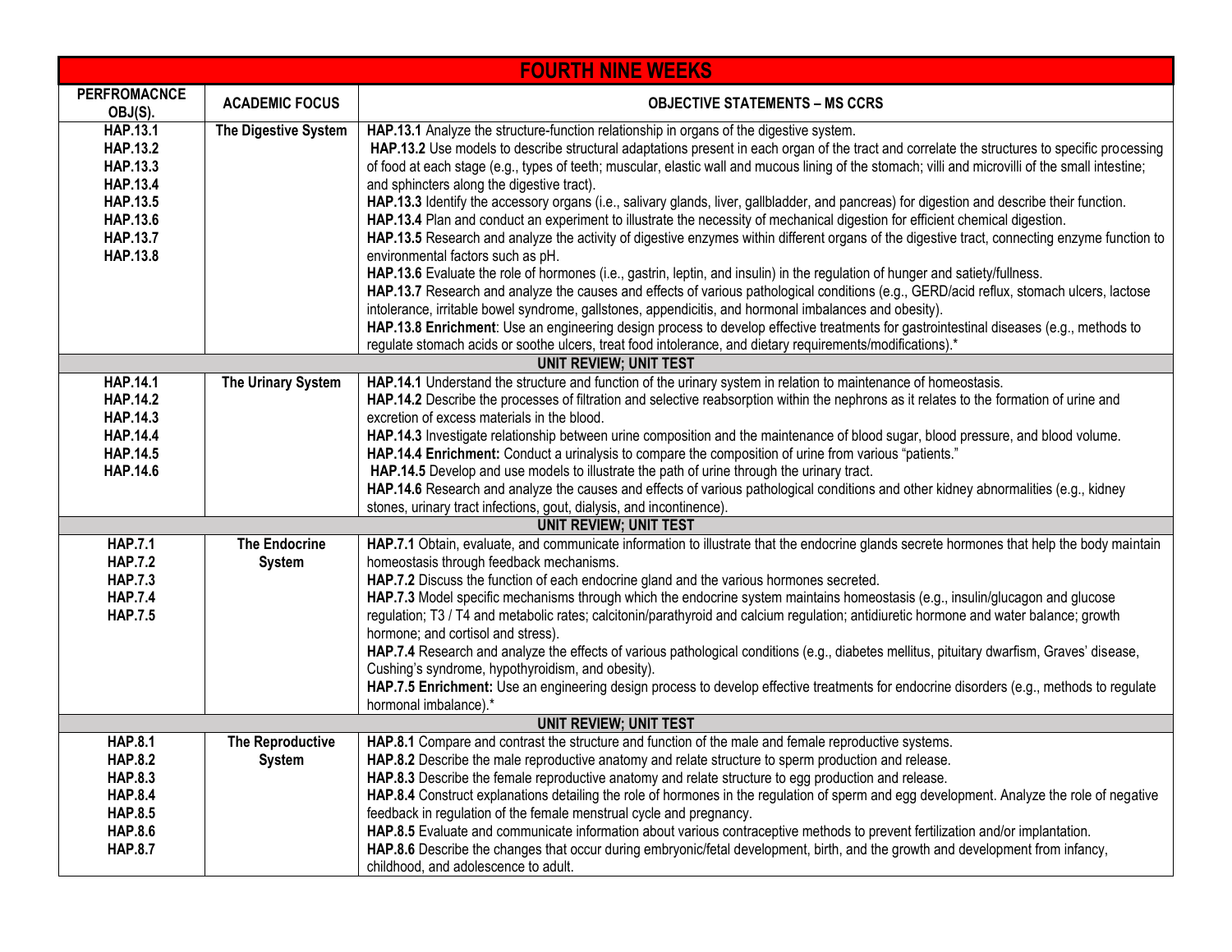| FOURTH NINE WEEKS | | |
|---|---|---|
| **PERFROMACNCE OBJ(S).** | **ACADEMIC FOCUS** | **OBJECTIVE STATEMENTS – MS CCRS** |
| **HAP.13.1**<br>**HAP.13.2**<br>**HAP.13.3**<br>**HAP.13.4**<br>**HAP.13.5**<br>**HAP.13.6**<br>**HAP.13.7**<br>**HAP.13.8** | **The Digestive System** | **HAP.13.1** Analyze the structure-function relationship in organs of the digestive system.<br>**HAP.13.2** Use models to describe structural adaptations present in each organ of the tract and correlate the structures to specific processing of food at each stage (e.g., types of teeth; muscular, elastic wall and mucous lining of the stomach; villi and microvilli of the small intestine; and sphincters along the digestive tract).<br>**HAP.13.3** Identify the accessory organs (i.e., salivary glands, liver, gallbladder, and pancreas) for digestion and describe their function.<br>**HAP.13.4** Plan and conduct an experiment to illustrate the necessity of mechanical digestion for efficient chemical digestion.<br>**HAP.13.5** Research and analyze the activity of digestive enzymes within different organs of the digestive tract, connecting enzyme function to environmental factors such as pH.<br>**HAP.13.6** Evaluate the role of hormones (i.e., gastrin, leptin, and insulin) in the regulation of hunger and satiety/fullness.<br>**HAP.13.7** Research and analyze the causes and effects of various pathological conditions (e.g., GERD/acid reflux, stomach ulcers, lactose intolerance, irritable bowel syndrome, gallstones, appendicitis, and hormonal imbalances and obesity).<br>**HAP.13.8 Enrichment**: Use an engineering design process to develop effective treatments for gastrointestinal diseases (e.g., methods to regulate stomach acids or soothe ulcers, treat food intolerance, and dietary requirements/modifications).* |
| **UNIT REVIEW; UNIT TEST** | | |
| **HAP.14.1**<br>**HAP.14.2**<br>**HAP.14.3**<br>**HAP.14.4**<br>**HAP.14.5**<br>**HAP.14.6** | **The Urinary System** | **HAP.14.1** Understand the structure and function of the urinary system in relation to maintenance of homeostasis.<br>**HAP.14.2** Describe the processes of filtration and selective reabsorption within the nephrons as it relates to the formation of urine and excretion of excess materials in the blood.<br>**HAP.14.3** Investigate relationship between urine composition and the maintenance of blood sugar, blood pressure, and blood volume.<br>**HAP.14.4 Enrichment:** Conduct a urinalysis to compare the composition of urine from various "patients."<br>**HAP.14.5** Develop and use models to illustrate the path of urine through the urinary tract.<br>**HAP.14.6** Research and analyze the causes and effects of various pathological conditions and other kidney abnormalities (e.g., kidney stones, urinary tract infections, gout, dialysis, and incontinence). |
| **UNIT REVIEW; UNIT TEST** | | |
| **HAP.7.1**<br>**HAP.7.2**<br>**HAP.7.3**<br>**HAP.7.4**<br>**HAP.7.5** | **The Endocrine System** | **HAP.7.1** Obtain, evaluate, and communicate information to illustrate that the endocrine glands secrete hormones that help the body maintain homeostasis through feedback mechanisms.<br>**HAP.7.2** Discuss the function of each endocrine gland and the various hormones secreted.<br>**HAP.7.3** Model specific mechanisms through which the endocrine system maintains homeostasis (e.g., insulin/glucagon and glucose regulation; T3 / T4 and metabolic rates; calcitonin/parathyroid and calcium regulation; antidiuretic hormone and water balance; growth hormone; and cortisol and stress).<br>**HAP.7.4** Research and analyze the effects of various pathological conditions (e.g., diabetes mellitus, pituitary dwarfism, Graves' disease, Cushing's syndrome, hypothyroidism, and obesity).<br>**HAP.7.5 Enrichment:** Use an engineering design process to develop effective treatments for endocrine disorders (e.g., methods to regulate hormonal imbalance).* |
| **UNIT REVIEW; UNIT TEST** | | |
| **HAP.8.1**<br>**HAP.8.2**<br>**HAP.8.3**<br>**HAP.8.4**<br>**HAP.8.5**<br>**HAP.8.6**<br>**HAP.8.7** | **The Reproductive System** | **HAP.8.1** Compare and contrast the structure and function of the male and female reproductive systems.<br>**HAP.8.2** Describe the male reproductive anatomy and relate structure to sperm production and release.<br>**HAP.8.3** Describe the female reproductive anatomy and relate structure to egg production and release.<br>**HAP.8.4** Construct explanations detailing the role of hormones in the regulation of sperm and egg development. Analyze the role of negative feedback in regulation of the female menstrual cycle and pregnancy.<br>**HAP.8.5** Evaluate and communicate information about various contraceptive methods to prevent fertilization and/or implantation.<br>**HAP.8.6** Describe the changes that occur during embryonic/fetal development, birth, and the growth and development from infancy, childhood, and adolescence to adult. |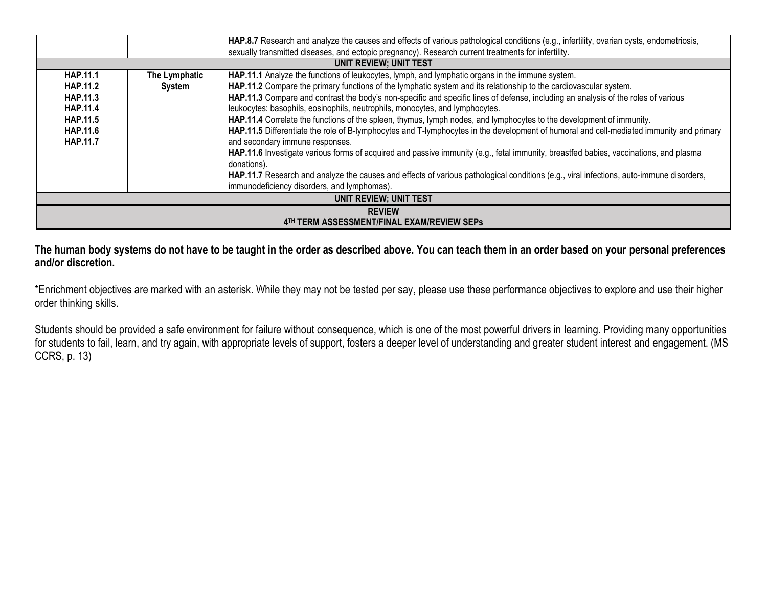| | | |
|---|---|---|
| | | **HAP.8.7** Research and analyze the causes and effects of various pathological conditions (e.g., infertility, ovarian cysts, endometriosis, sexually transmitted diseases, and ectopic pregnancy). Research current treatments for infertility. |
| **UNIT REVIEW; UNIT TEST** | | |
| **HAP.11.1**<br>**HAP.11.2**<br>**HAP.11.3**<br>**HAP.11.4**<br>**HAP.11.5**<br>**HAP.11.6**<br>**HAP.11.7** | **The Lymphatic System** | **HAP.11.1** Analyze the functions of leukocytes, lymph, and lymphatic organs in the immune system.<br>**HAP.11.2** Compare the primary functions of the lymphatic system and its relationship to the cardiovascular system.<br>**HAP.11.3** Compare and contrast the body's non-specific and specific lines of defense, including an analysis of the roles of various leukocytes: basophils, eosinophils, neutrophils, monocytes, and lymphocytes.<br>**HAP.11.4** Correlate the functions of the spleen, thymus, lymph nodes, and lymphocytes to the development of immunity.<br>**HAP.11.5** Differentiate the role of B-lymphocytes and T-lymphocytes in the development of humoral and cell-mediated immunity and primary and secondary immune responses.<br>**HAP.11.6** Investigate various forms of acquired and passive immunity (e.g., fetal immunity, breastfed babies, vaccinations, and plasma donations).<br>**HAP.11.7** Research and analyze the causes and effects of various pathological conditions (e.g., viral infections, auto-immune disorders, immunodeficiency disorders, and lymphomas). |
| **UNIT REVIEW; UNIT TEST** | | |
| **REVIEW**<br>**4TH TERM ASSESSMENT/FINAL EXAM/REVIEW SEPs** | | |

**The human body systems do not have to be taught in the order as described above. You can teach them in an order based on your personal preferences and/or discretion.**

*Enrichment objectives are marked with an asterisk. While they may not be tested per say, please use these performance objectives to explore and use their higher order thinking skills.

Students should be provided a safe environment for failure without consequence, which is one of the most powerful drivers in learning. Providing many opportunities for students to fail, learn, and try again, with appropriate levels of support, fosters a deeper level of understanding and greater student interest and engagement. (MS CCRS, p. 13)